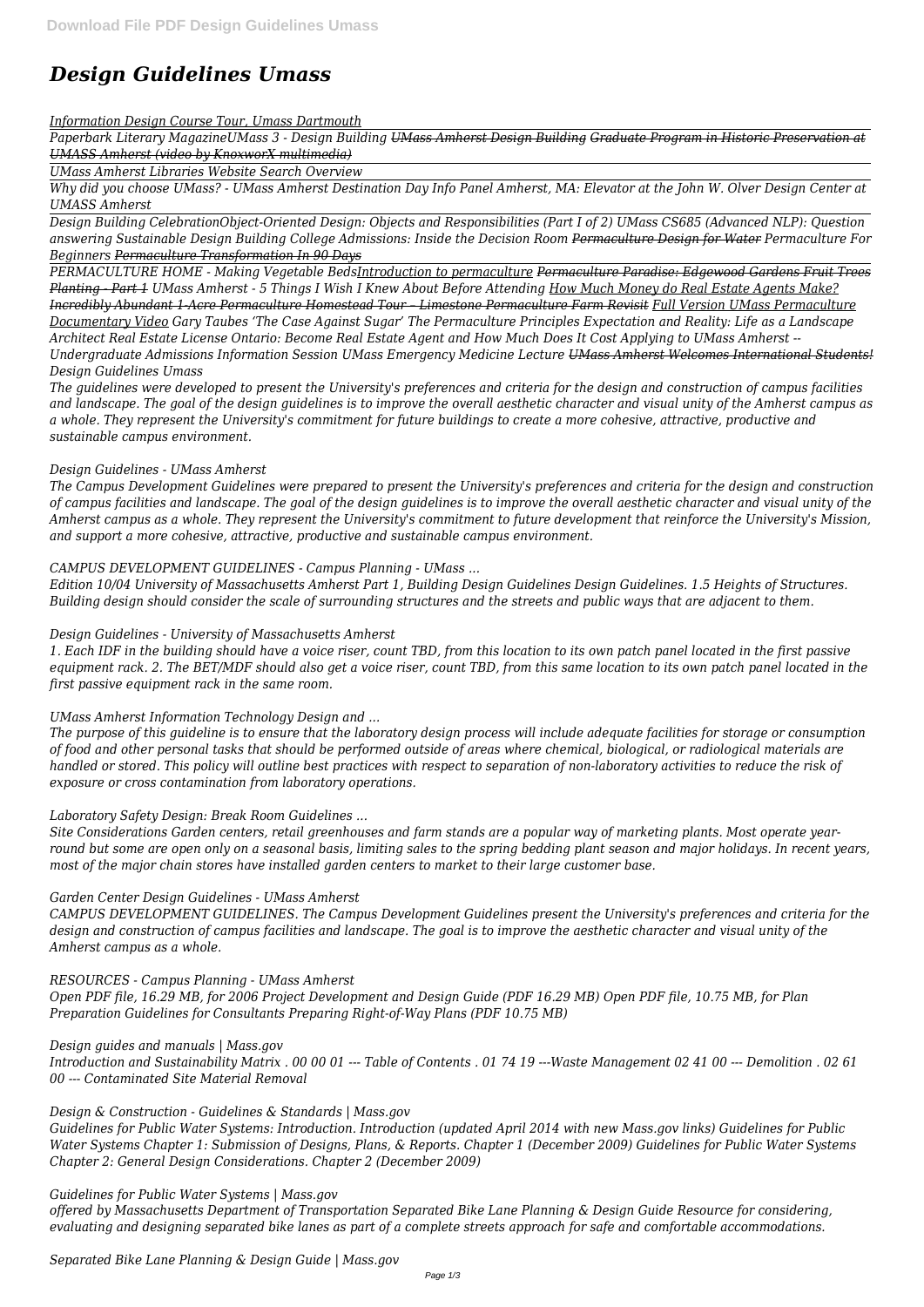# *Design Guidelines Umass*

*Information Design Course Tour, Umass Dartmouth*

*Paperbark Literary MagazineUMass 3 - Design Building ~~UMass Amherst Design Building~~ ~~Graduate Program in Historic Preservation at UMASS Amherst (video by KnoxworX multimedia)~~*

*UMass Amherst Libraries Website Search Overview*

*Why did you choose UMass? - UMass Amherst Destination Day Info Panel Amherst, MA: Elevator at the John W. Olver Design Center at UMASS Amherst*

*Design Building CelebrationObject-Oriented Design: Objects and Responsibilities (Part I of 2) UMass CS685 (Advanced NLP): Question answering Sustainable Design Building College Admissions: Inside the Decision Room ~~Permaculture Design for Water~~ Permaculture For Beginners ~~Permaculture Transformation In 90 Days~~*

*PERMACULTURE HOME - Making Vegetable BedsIntroduction to permaculture ~~Permaculture Paradise: Edgewood Gardens Fruit Trees Planting - Part 1~~ UMass Amherst - 5 Things I Wish I Knew About Before Attending How Much Money do Real Estate Agents Make? Incredibly Abundant 1-Acre Permaculture Homestead Tour – Limestone Permaculture Farm Revisit Full Version UMass Permaculture Documentary Video Gary Taubes 'The Case Against Sugar' The Permaculture Principles Expectation and Reality: Life as a Landscape Architect Real Estate License Ontario: Become Real Estate Agent and How Much Does It Cost Applying to UMass Amherst -- Undergraduate Admissions Information Session UMass Emergency Medicine Lecture ~~UMass Amherst Welcomes International Students!~~ Design Guidelines Umass*

*The guidelines were developed to present the University's preferences and criteria for the design and construction of campus facilities and landscape. The goal of the design guidelines is to improve the overall aesthetic character and visual unity of the Amherst campus as a whole. They represent the University's commitment for future buildings to create a more cohesive, attractive, productive and sustainable campus environment.*

*Design Guidelines - UMass Amherst*

*The Campus Development Guidelines were prepared to present the University's preferences and criteria for the design and construction of campus facilities and landscape. The goal of the design guidelines is to improve the overall aesthetic character and visual unity of the Amherst campus as a whole. They represent the University's commitment to future development that reinforce the University's Mission, and support a more cohesive, attractive, productive and sustainable campus environment.*

*CAMPUS DEVELOPMENT GUIDELINES - Campus Planning - UMass ...*

*Edition 10/04 University of Massachusetts Amherst Part 1, Building Design Guidelines Design Guidelines. 1.5 Heights of Structures. Building design should consider the scale of surrounding structures and the streets and public ways that are adjacent to them.*

*Design Guidelines - University of Massachusetts Amherst*

*1. Each IDF in the building should have a voice riser, count TBD, from this location to its own patch panel located in the first passive equipment rack. 2. The BET/MDF should also get a voice riser, count TBD, from this same location to its own patch panel located in the first passive equipment rack in the same room.*

*UMass Amherst Information Technology Design and ...*

*The purpose of this guideline is to ensure that the laboratory design process will include adequate facilities for storage or consumption of food and other personal tasks that should be performed outside of areas where chemical, biological, or radiological materials are handled or stored. This policy will outline best practices with respect to separation of non-laboratory activities to reduce the risk of exposure or cross contamination from laboratory operations.*

*Laboratory Safety Design: Break Room Guidelines ...*

*Site Considerations Garden centers, retail greenhouses and farm stands are a popular way of marketing plants. Most operate year-round but some are open only on a seasonal basis, limiting sales to the spring bedding plant season and major holidays. In recent years, most of the major chain stores have installed garden centers to market to their large customer base.*

*Garden Center Design Guidelines - UMass Amherst*

*CAMPUS DEVELOPMENT GUIDELINES. The Campus Development Guidelines present the University's preferences and criteria for the design and construction of campus facilities and landscape. The goal is to improve the aesthetic character and visual unity of the Amherst campus as a whole.*

*RESOURCES - Campus Planning - UMass Amherst*

*Open PDF file, 16.29 MB, for 2006 Project Development and Design Guide (PDF 16.29 MB) Open PDF file, 10.75 MB, for Plan Preparation Guidelines for Consultants Preparing Right-of-Way Plans (PDF 10.75 MB)*

*Design guides and manuals | Mass.gov*

*Introduction and Sustainability Matrix . 00 00 01 --- Table of Contents . 01 74 19 ---Waste Management 02 41 00 --- Demolition . 02 61 00 --- Contaminated Site Material Removal*

*Design & Construction - Guidelines & Standards | Mass.gov*

*Guidelines for Public Water Systems: Introduction. Introduction (updated April 2014 with new Mass.gov links) Guidelines for Public Water Systems Chapter 1: Submission of Designs, Plans, & Reports. Chapter 1 (December 2009) Guidelines for Public Water Systems Chapter 2: General Design Considerations. Chapter 2 (December 2009)*

*Guidelines for Public Water Systems | Mass.gov*

*offered by Massachusetts Department of Transportation Separated Bike Lane Planning & Design Guide Resource for considering, evaluating and designing separated bike lanes as part of a complete streets approach for safe and comfortable accommodations.*

*Separated Bike Lane Planning & Design Guide | Mass.gov*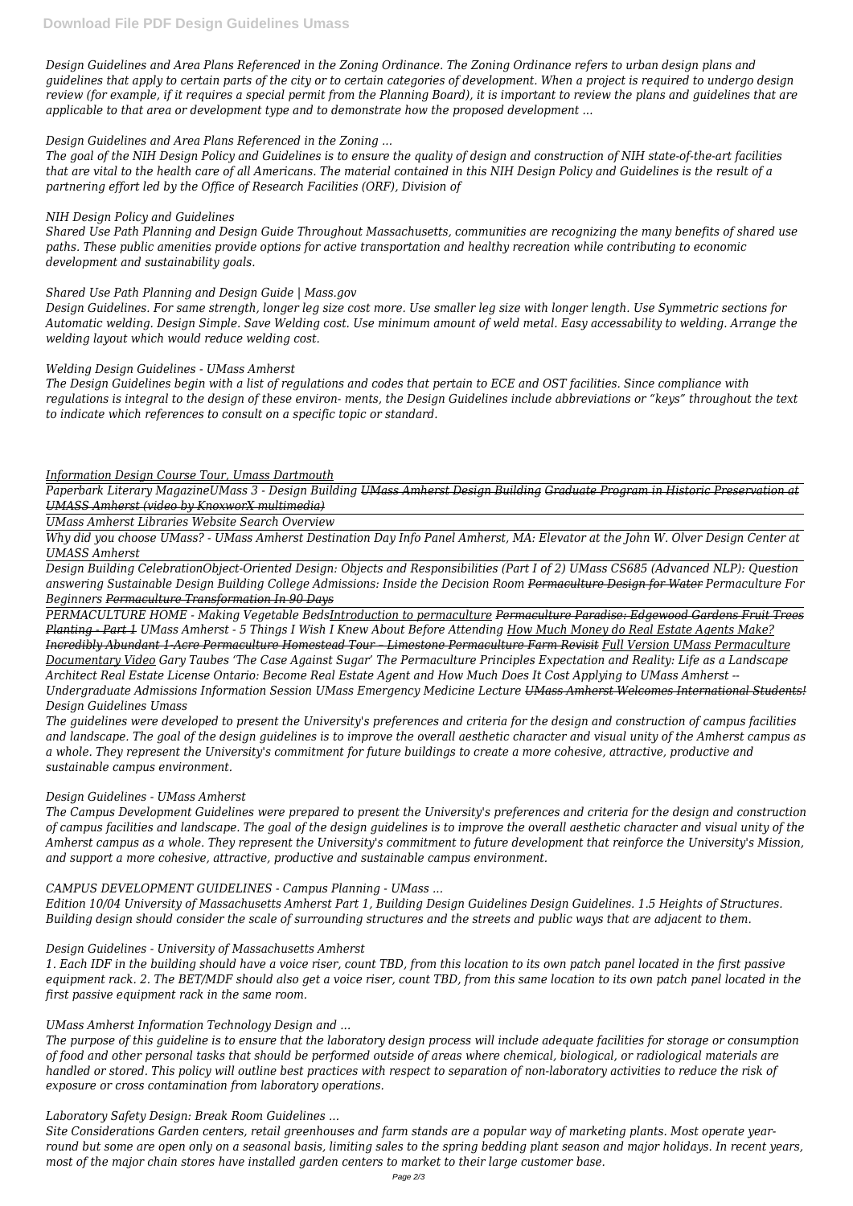*Design Guidelines and Area Plans Referenced in the Zoning Ordinance. The Zoning Ordinance refers to urban design plans and guidelines that apply to certain parts of the city or to certain categories of development. When a project is required to undergo design review (for example, if it requires a special permit from the Planning Board), it is important to review the plans and guidelines that are applicable to that area or development type and to demonstrate how the proposed development ...*

*Design Guidelines and Area Plans Referenced in the Zoning ...*

*The goal of the NIH Design Policy and Guidelines is to ensure the quality of design and construction of NIH state-of-the-art facilities that are vital to the health care of all Americans. The material contained in this NIH Design Policy and Guidelines is the result of a partnering effort led by the Office of Research Facilities (ORF), Division of*

*NIH Design Policy and Guidelines*

*Shared Use Path Planning and Design Guide Throughout Massachusetts, communities are recognizing the many benefits of shared use paths. These public amenities provide options for active transportation and healthy recreation while contributing to economic development and sustainability goals.*

*Shared Use Path Planning and Design Guide | Mass.gov*

*Design Guidelines. For same strength, longer leg size cost more. Use smaller leg size with longer length. Use Symmetric sections for Automatic welding. Design Simple. Save Welding cost. Use minimum amount of weld metal. Easy accessability to welding. Arrange the welding layout which would reduce welding cost.*

*Welding Design Guidelines - UMass Amherst*

*The Design Guidelines begin with a list of regulations and codes that pertain to ECE and OST facilities. Since compliance with regulations is integral to the design of these environ- ments, the Design Guidelines include abbreviations or "keys" throughout the text to indicate which references to consult on a specific topic or standard.*

*Information Design Course Tour, Umass Dartmouth*

*Paperbark Literary MagazineUMass 3 - Design Building ~~UMass Amherst Design Building~~ ~~Graduate Program in Historic Preservation at UMASS Amherst (video by KnoxworX multimedia)~~*

*UMass Amherst Libraries Website Search Overview*

*Why did you choose UMass? - UMass Amherst Destination Day Info Panel Amherst, MA: Elevator at the John W. Olver Design Center at UMASS Amherst*

*Design Building CelebrationObject-Oriented Design: Objects and Responsibilities (Part I of 2) UMass CS685 (Advanced NLP): Question answering Sustainable Design Building College Admissions: Inside the Decision Room ~~Permaculture Design for Water~~ Permaculture For Beginners ~~Permaculture Transformation In 90 Days~~*

*PERMACULTURE HOME - Making Vegetable BedsIntroduction to permaculture ~~Permaculture Paradise: Edgewood Gardens Fruit Trees Planting - Part 1~~ UMass Amherst - 5 Things I Wish I Knew About Before Attending How Much Money do Real Estate Agents Make? Incredibly Abundant 1-Acre Permaculture Homestead Tour -- Limestone Permaculture Farm Revisit Full Version UMass Permaculture Documentary Video Gary Taubes 'The Case Against Sugar' The Permaculture Principles Expectation and Reality: Life as a Landscape Architect Real Estate License Ontario: Become Real Estate Agent and How Much Does It Cost Applying to UMass Amherst -- Undergraduate Admissions Information Session UMass Emergency Medicine Lecture ~~UMass Amherst Welcomes International Students!~~ Design Guidelines Umass*

*The guidelines were developed to present the University's preferences and criteria for the design and construction of campus facilities and landscape. The goal of the design guidelines is to improve the overall aesthetic character and visual unity of the Amherst campus as a whole. They represent the University's commitment for future buildings to create a more cohesive, attractive, productive and sustainable campus environment.*

*Design Guidelines - UMass Amherst*

*The Campus Development Guidelines were prepared to present the University's preferences and criteria for the design and construction of campus facilities and landscape. The goal of the design guidelines is to improve the overall aesthetic character and visual unity of the Amherst campus as a whole. They represent the University's commitment to future development that reinforce the University's Mission, and support a more cohesive, attractive, productive and sustainable campus environment.*

*CAMPUS DEVELOPMENT GUIDELINES - Campus Planning - UMass ...*

*Edition 10/04 University of Massachusetts Amherst Part 1, Building Design Guidelines Design Guidelines. 1.5 Heights of Structures. Building design should consider the scale of surrounding structures and the streets and public ways that are adjacent to them.*

*Design Guidelines - University of Massachusetts Amherst*

*1. Each IDF in the building should have a voice riser, count TBD, from this location to its own patch panel located in the first passive equipment rack. 2. The BET/MDF should also get a voice riser, count TBD, from this same location to its own patch panel located in the first passive equipment rack in the same room.*

*UMass Amherst Information Technology Design and ...*

*The purpose of this guideline is to ensure that the laboratory design process will include adequate facilities for storage or consumption of food and other personal tasks that should be performed outside of areas where chemical, biological, or radiological materials are handled or stored. This policy will outline best practices with respect to separation of non-laboratory activities to reduce the risk of exposure or cross contamination from laboratory operations.*

*Laboratory Safety Design: Break Room Guidelines ...*

*Site Considerations Garden centers, retail greenhouses and farm stands are a popular way of marketing plants. Most operate year-round but some are open only on a seasonal basis, limiting sales to the spring bedding plant season and major holidays. In recent years, most of the major chain stores have installed garden centers to market to their large customer base.*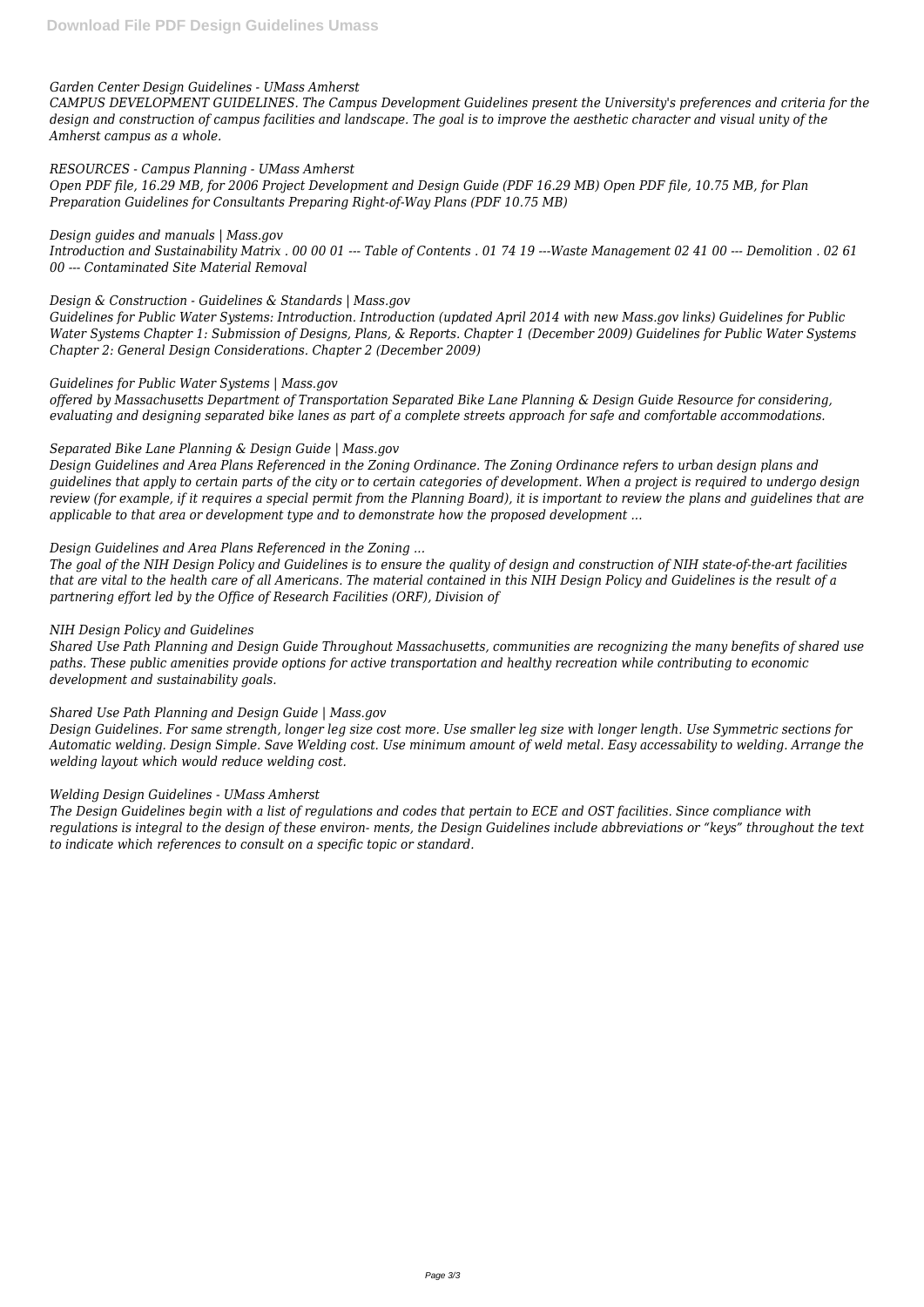*Garden Center Design Guidelines - UMass Amherst*

*CAMPUS DEVELOPMENT GUIDELINES. The Campus Development Guidelines present the University's preferences and criteria for the design and construction of campus facilities and landscape. The goal is to improve the aesthetic character and visual unity of the Amherst campus as a whole.*

*RESOURCES - Campus Planning - UMass Amherst*

*Open PDF file, 16.29 MB, for 2006 Project Development and Design Guide (PDF 16.29 MB) Open PDF file, 10.75 MB, for Plan Preparation Guidelines for Consultants Preparing Right-of-Way Plans (PDF 10.75 MB)*

*Design guides and manuals | Mass.gov*

*Introduction and Sustainability Matrix . 00 00 01 --- Table of Contents . 01 74 19 ---Waste Management 02 41 00 --- Demolition . 02 61 00 --- Contaminated Site Material Removal*

*Design & Construction - Guidelines & Standards | Mass.gov*

*Guidelines for Public Water Systems: Introduction. Introduction (updated April 2014 with new Mass.gov links) Guidelines for Public Water Systems Chapter 1: Submission of Designs, Plans, & Reports. Chapter 1 (December 2009) Guidelines for Public Water Systems Chapter 2: General Design Considerations. Chapter 2 (December 2009)*

*Guidelines for Public Water Systems | Mass.gov*

*offered by Massachusetts Department of Transportation Separated Bike Lane Planning & Design Guide Resource for considering, evaluating and designing separated bike lanes as part of a complete streets approach for safe and comfortable accommodations.*

*Separated Bike Lane Planning & Design Guide | Mass.gov*

*Design Guidelines and Area Plans Referenced in the Zoning Ordinance. The Zoning Ordinance refers to urban design plans and guidelines that apply to certain parts of the city or to certain categories of development. When a project is required to undergo design review (for example, if it requires a special permit from the Planning Board), it is important to review the plans and guidelines that are applicable to that area or development type and to demonstrate how the proposed development ...*

*Design Guidelines and Area Plans Referenced in the Zoning ...*

*The goal of the NIH Design Policy and Guidelines is to ensure the quality of design and construction of NIH state-of-the-art facilities that are vital to the health care of all Americans. The material contained in this NIH Design Policy and Guidelines is the result of a partnering effort led by the Office of Research Facilities (ORF), Division of*

*NIH Design Policy and Guidelines*

*Shared Use Path Planning and Design Guide Throughout Massachusetts, communities are recognizing the many benefits of shared use paths. These public amenities provide options for active transportation and healthy recreation while contributing to economic development and sustainability goals.*

*Shared Use Path Planning and Design Guide | Mass.gov*

*Design Guidelines. For same strength, longer leg size cost more. Use smaller leg size with longer length. Use Symmetric sections for Automatic welding. Design Simple. Save Welding cost. Use minimum amount of weld metal. Easy accessability to welding. Arrange the welding layout which would reduce welding cost.*

*Welding Design Guidelines - UMass Amherst*

*The Design Guidelines begin with a list of regulations and codes that pertain to ECE and OST facilities. Since compliance with regulations is integral to the design of these environ- ments, the Design Guidelines include abbreviations or "keys" throughout the text to indicate which references to consult on a specific topic or standard.*